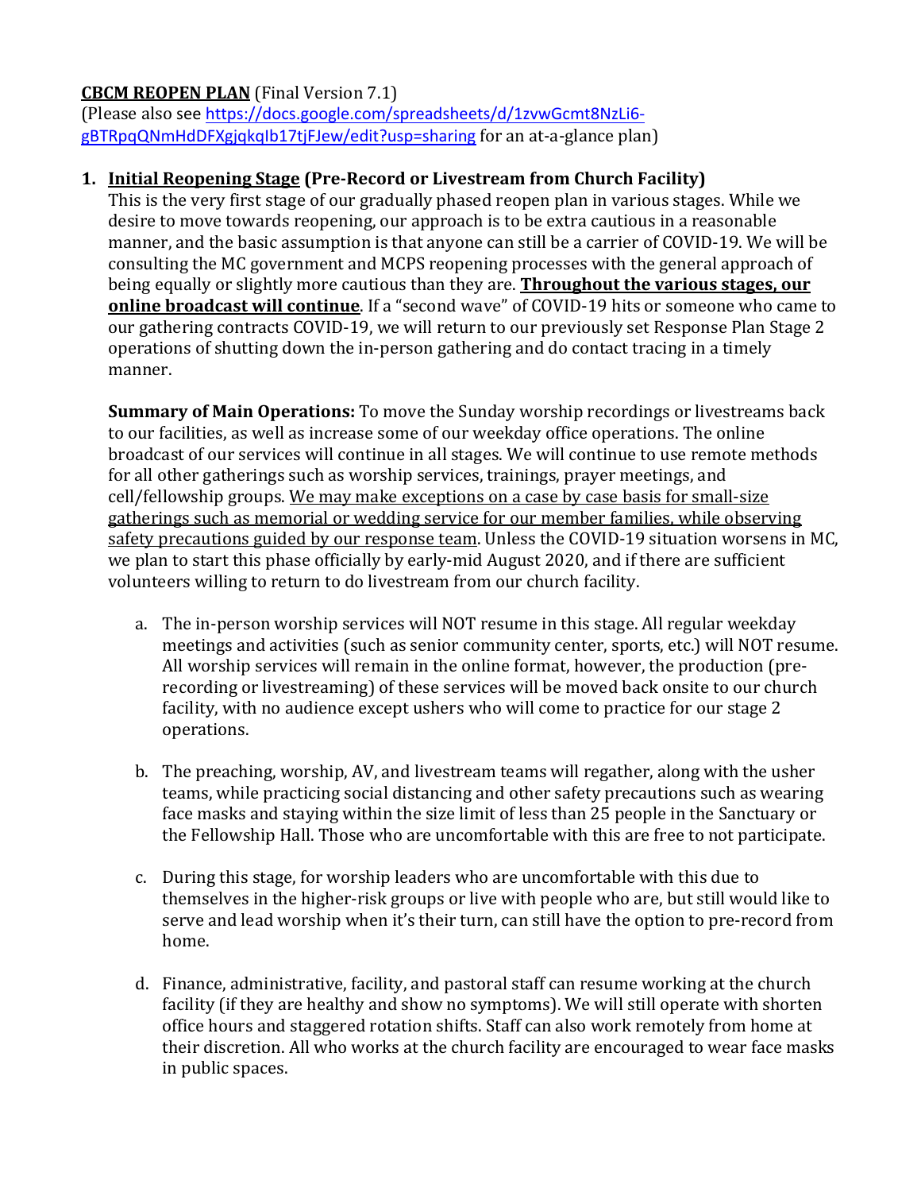**<u>CBCM REOPEN PLAN</u>** (Final Version 7.1)
(Please also see [https://docs.google.com/spreadsheets/d/1zvwGcmt8NzLi6-gBTRpqQNmHdDFXgjqkqIb17tjFJew/edit?usp=sharing](https://docs.google.com/spreadsheets/d/1zvwGcmt8NzLi6-gBTRpqQNmHdDFXgjqkqIb17tjFJew/edit?usp=sharing) for an at-a-glance plan)

1. **<u>Initial Reopening Stage</u> (Pre-Record or Livestream from Church Facility)**
   This is the very first stage of our gradually phased reopen plan in various stages. While we desire to move towards reopening, our approach is to be extra cautious in a reasonable manner, and the basic assumption is that anyone can still be a carrier of COVID-19. We will be consulting the MC government and MCPS reopening processes with the general approach of being equally or slightly more cautious than they are. **<u>Throughout the various stages, our online broadcast will continue</u>**. If a "second wave" of COVID-19 hits or someone who came to our gathering contracts COVID-19, we will return to our previously set Response Plan Stage 2 operations of shutting down the in-person gathering and do contact tracing in a timely manner.

   **Summary of Main Operations:** To move the Sunday worship recordings or livestreams back to our facilities, as well as increase some of our weekday office operations. The online broadcast of our services will continue in all stages. We will continue to use remote methods for all other gatherings such as worship services, trainings, prayer meetings, and cell/fellowship groups. <u>We may make exceptions on a case by case basis for small-size gatherings such as memorial or wedding service for our member families, while observing safety precautions guided by our response team</u>. Unless the COVID-19 situation worsens in MC, we plan to start this phase officially by early-mid August 2020, and if there are sufficient volunteers willing to return to do livestream from our church facility.

   a. The in-person worship services will NOT resume in this stage. All regular weekday meetings and activities (such as senior community center, sports, etc.) will NOT resume. All worship services will remain in the online format, however, the production (pre-recording or livestreaming) of these services will be moved back onsite to our church facility, with no audience except ushers who will come to practice for our stage 2 operations.

   b. The preaching, worship, AV, and livestream teams will regather, along with the usher teams, while practicing social distancing and other safety precautions such as wearing face masks and staying within the size limit of less than 25 people in the Sanctuary or the Fellowship Hall. Those who are uncomfortable with this are free to not participate.

   c. During this stage, for worship leaders who are uncomfortable with this due to themselves in the higher-risk groups or live with people who are, but still would like to serve and lead worship when it's their turn, can still have the option to pre-record from home.

   d. Finance, administrative, facility, and pastoral staff can resume working at the church facility (if they are healthy and show no symptoms). We will still operate with shorten office hours and staggered rotation shifts. Staff can also work remotely from home at their discretion. All who works at the church facility are encouraged to wear face masks in public spaces.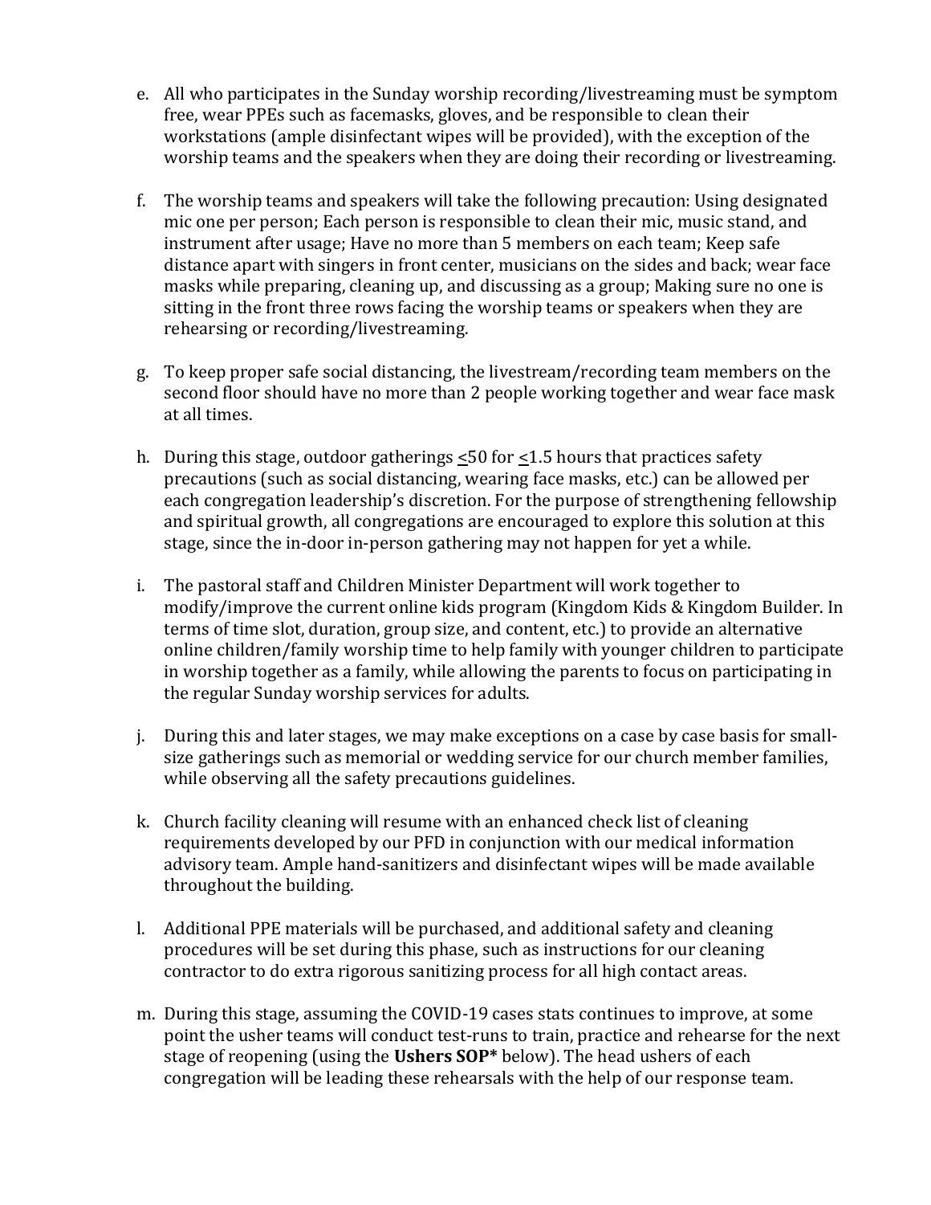e. All who participates in the Sunday worship recording/livestreaming must be symptom free, wear PPEs such as facemasks, gloves, and be responsible to clean their workstations (ample disinfectant wipes will be provided), with the exception of the worship teams and the speakers when they are doing their recording or livestreaming.

f. The worship teams and speakers will take the following precaution: Using designated mic one per person; Each person is responsible to clean their mic, music stand, and instrument after usage; Have no more than 5 members on each team; Keep safe distance apart with singers in front center, musicians on the sides and back; wear face masks while preparing, cleaning up, and discussing as a group; Making sure no one is sitting in the front three rows facing the worship teams or speakers when they are rehearsing or recording/livestreaming.

g. To keep proper safe social distancing, the livestream/recording team members on the second floor should have no more than 2 people working together and wear face mask at all times.

h. During this stage, outdoor gatherings $\leq$50 for $\leq$1.5 hours that practices safety precautions (such as social distancing, wearing face masks, etc.) can be allowed per each congregation leadership's discretion. For the purpose of strengthening fellowship and spiritual growth, all congregations are encouraged to explore this solution at this stage, since the in-door in-person gathering may not happen for yet a while.

i. The pastoral staff and Children Minister Department will work together to modify/improve the current online kids program (Kingdom Kids & Kingdom Builder. In terms of time slot, duration, group size, and content, etc.) to provide an alternative online children/family worship time to help family with younger children to participate in worship together as a family, while allowing the parents to focus on participating in the regular Sunday worship services for adults.

j. During this and later stages, we may make exceptions on a case by case basis for small-size gatherings such as memorial or wedding service for our church member families, while observing all the safety precautions guidelines.

k. Church facility cleaning will resume with an enhanced check list of cleaning requirements developed by our PFD in conjunction with our medical information advisory team. Ample hand-sanitizers and disinfectant wipes will be made available throughout the building.

l. Additional PPE materials will be purchased, and additional safety and cleaning procedures will be set during this phase, such as instructions for our cleaning contractor to do extra rigorous sanitizing process for all high contact areas.

m. During this stage, assuming the COVID-19 cases stats continues to improve, at some point the usher teams will conduct test-runs to train, practice and rehearse for the next stage of reopening (using the **Ushers SOP*** below). The head ushers of each congregation will be leading these rehearsals with the help of our response team.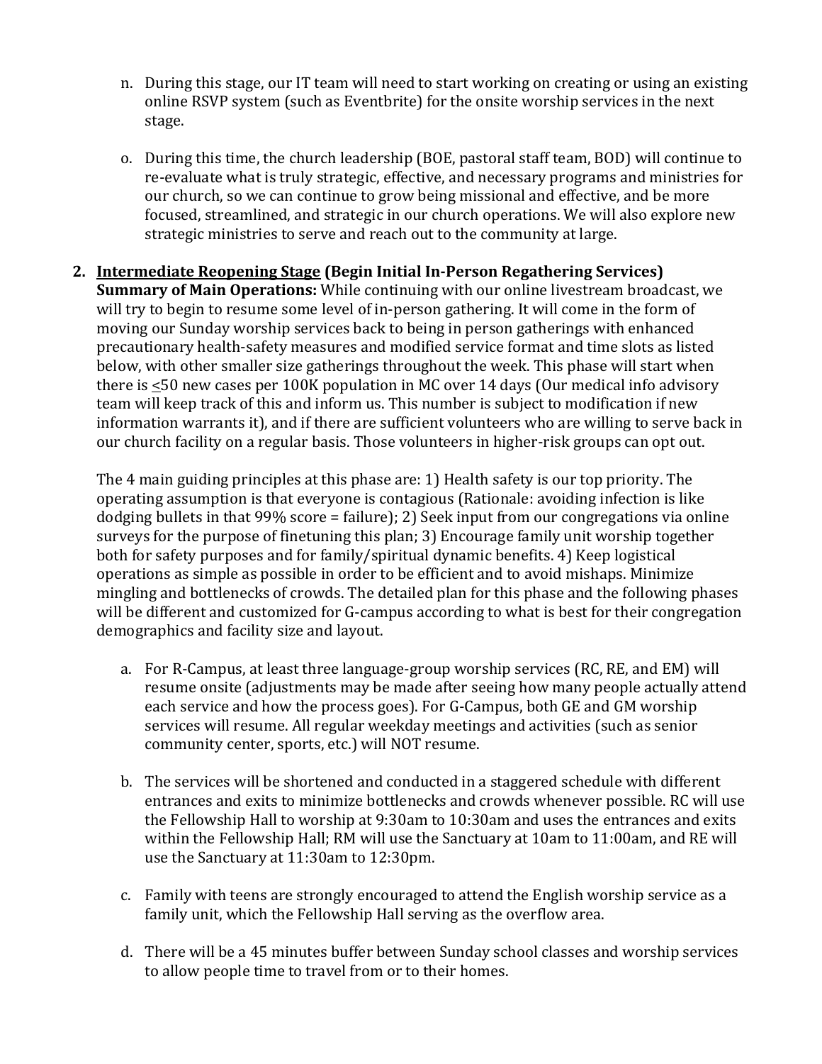n. During this stage, our IT team will need to start working on creating or using an existing online RSVP system (such as Eventbrite) for the onsite worship services in the next stage.

o. During this time, the church leadership (BOE, pastoral staff team, BOD) will continue to re-evaluate what is truly strategic, effective, and necessary programs and ministries for our church, so we can continue to grow being missional and effective, and be more focused, streamlined, and strategic in our church operations. We will also explore new strategic ministries to serve and reach out to the community at large.

2. **<u>Intermediate Reopening Stage</u> (Begin Initial In-Person Regathering Services)**
**Summary of Main Operations:** While continuing with our online livestream broadcast, we will try to begin to resume some level of in-person gathering. It will come in the form of moving our Sunday worship services back to being in person gatherings with enhanced precautionary health-safety measures and modified service format and time slots as listed below, with other smaller size gatherings throughout the week. This phase will start when there is ≤50 new cases per 100K population in MC over 14 days (Our medical info advisory team will keep track of this and inform us. This number is subject to modification if new information warrants it), and if there are sufficient volunteers who are willing to serve back in our church facility on a regular basis. Those volunteers in higher-risk groups can opt out.

   The 4 main guiding principles at this phase are: 1) Health safety is our top priority. The operating assumption is that everyone is contagious (Rationale: avoiding infection is like dodging bullets in that 99% score = failure); 2) Seek input from our congregations via online surveys for the purpose of finetuning this plan; 3) Encourage family unit worship together both for safety purposes and for family/spiritual dynamic benefits. 4) Keep logistical operations as simple as possible in order to be efficient and to avoid mishaps. Minimize mingling and bottlenecks of crowds. The detailed plan for this phase and the following phases will be different and customized for G-campus according to what is best for their congregation demographics and facility size and layout.

   a. For R-Campus, at least three language-group worship services (RC, RE, and EM) will resume onsite (adjustments may be made after seeing how many people actually attend each service and how the process goes). For G-Campus, both GE and GM worship services will resume. All regular weekday meetings and activities (such as senior community center, sports, etc.) will NOT resume.

   b. The services will be shortened and conducted in a staggered schedule with different entrances and exits to minimize bottlenecks and crowds whenever possible. RC will use the Fellowship Hall to worship at 9:30am to 10:30am and uses the entrances and exits within the Fellowship Hall; RM will use the Sanctuary at 10am to 11:00am, and RE will use the Sanctuary at 11:30am to 12:30pm.

   c. Family with teens are strongly encouraged to attend the English worship service as a family unit, which the Fellowship Hall serving as the overflow area.

   d. There will be a 45 minutes buffer between Sunday school classes and worship services to allow people time to travel from or to their homes.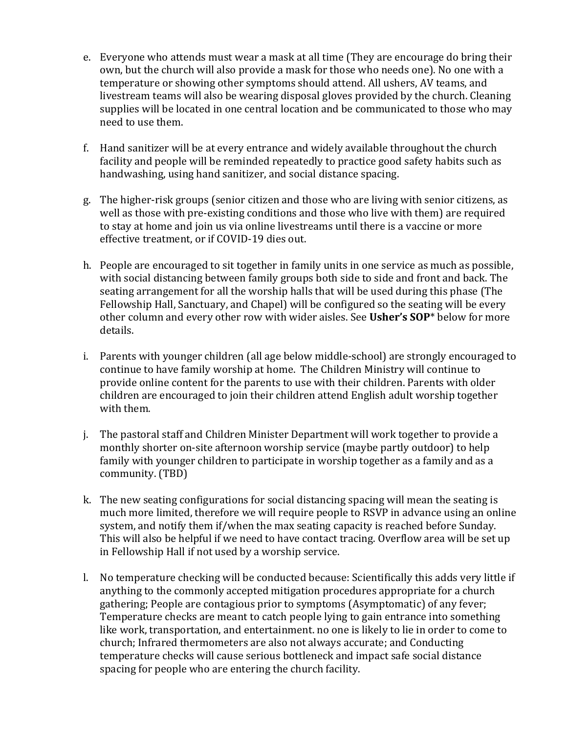e. Everyone who attends must wear a mask at all time (They are encourage do bring their own, but the church will also provide a mask for those who needs one). No one with a temperature or showing other symptoms should attend. All ushers, AV teams, and livestream teams will also be wearing disposal gloves provided by the church. Cleaning supplies will be located in one central location and be communicated to those who may need to use them.

f. Hand sanitizer will be at every entrance and widely available throughout the church facility and people will be reminded repeatedly to practice good safety habits such as handwashing, using hand sanitizer, and social distance spacing.

g. The higher-risk groups (senior citizen and those who are living with senior citizens, as well as those with pre-existing conditions and those who live with them) are required to stay at home and join us via online livestreams until there is a vaccine or more effective treatment, or if COVID-19 dies out.

h. People are encouraged to sit together in family units in one service as much as possible, with social distancing between family groups both side to side and front and back. The seating arrangement for all the worship halls that will be used during this phase (The Fellowship Hall, Sanctuary, and Chapel) will be configured so the seating will be every other column and every other row with wider aisles. See **Usher's SOP*** below for more details.

i. Parents with younger children (all age below middle-school) are strongly encouraged to continue to have family worship at home. The Children Ministry will continue to provide online content for the parents to use with their children. Parents with older children are encouraged to join their children attend English adult worship together with them.

j. The pastoral staff and Children Minister Department will work together to provide a monthly shorter on-site afternoon worship service (maybe partly outdoor) to help family with younger children to participate in worship together as a family and as a community. (TBD)

k. The new seating configurations for social distancing spacing will mean the seating is much more limited, therefore we will require people to RSVP in advance using an online system, and notify them if/when the max seating capacity is reached before Sunday. This will also be helpful if we need to have contact tracing. Overflow area will be set up in Fellowship Hall if not used by a worship service.

l. No temperature checking will be conducted because: Scientifically this adds very little if anything to the commonly accepted mitigation procedures appropriate for a church gathering; People are contagious prior to symptoms (Asymptomatic) of any fever; Temperature checks are meant to catch people lying to gain entrance into something like work, transportation, and entertainment. no one is likely to lie in order to come to church; Infrared thermometers are also not always accurate; and Conducting temperature checks will cause serious bottleneck and impact safe social distance spacing for people who are entering the church facility.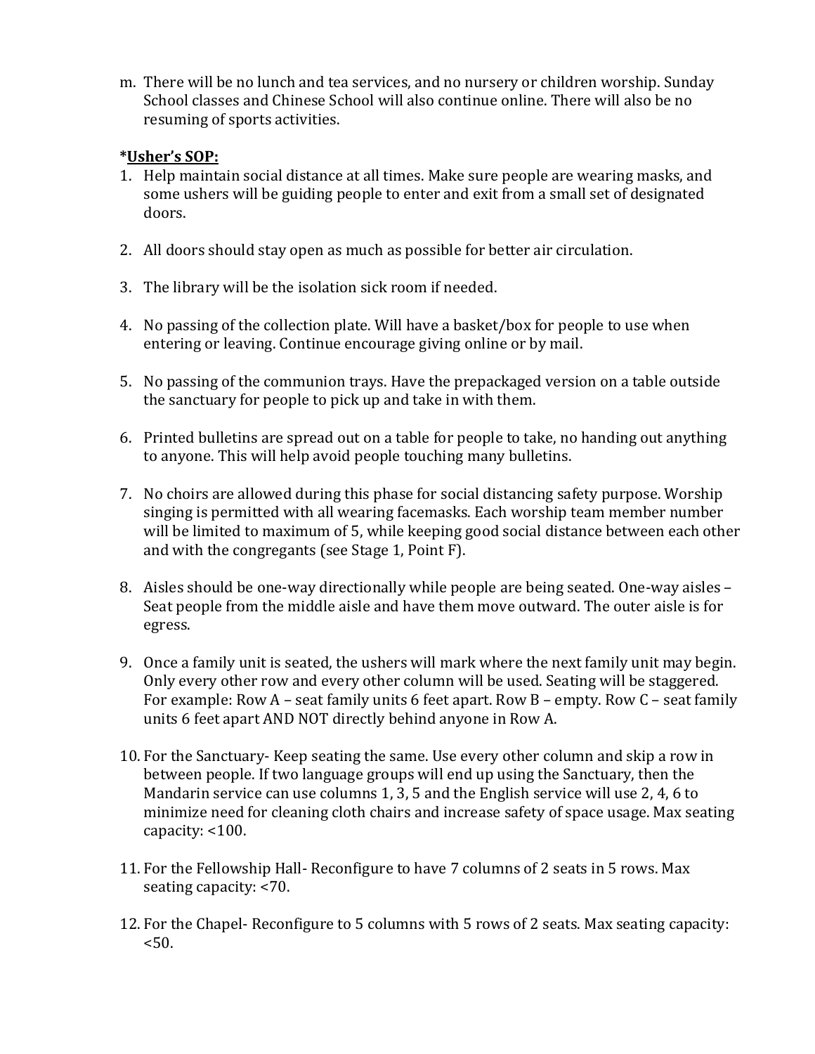m. There will be no lunch and tea services, and no nursery or children worship. Sunday School classes and Chinese School will also continue online. There will also be no resuming of sports activities.

***Usher's SOP:**

1. Help maintain social distance at all times. Make sure people are wearing masks, and some ushers will be guiding people to enter and exit from a small set of designated doors.

2. All doors should stay open as much as possible for better air circulation.

3. The library will be the isolation sick room if needed.

4. No passing of the collection plate. Will have a basket/box for people to use when entering or leaving. Continue encourage giving online or by mail.

5. No passing of the communion trays. Have the prepackaged version on a table outside the sanctuary for people to pick up and take in with them.

6. Printed bulletins are spread out on a table for people to take, no handing out anything to anyone. This will help avoid people touching many bulletins.

7. No choirs are allowed during this phase for social distancing safety purpose. Worship singing is permitted with all wearing facemasks. Each worship team member number will be limited to maximum of 5, while keeping good social distance between each other and with the congregants (see Stage 1, Point F).

8. Aisles should be one-way directionally while people are being seated. One-way aisles – Seat people from the middle aisle and have them move outward. The outer aisle is for egress.

9. Once a family unit is seated, the ushers will mark where the next family unit may begin. Only every other row and every other column will be used. Seating will be staggered. For example: Row A – seat family units 6 feet apart. Row B – empty. Row C – seat family units 6 feet apart AND NOT directly behind anyone in Row A.

10. For the Sanctuary- Keep seating the same. Use every other column and skip a row in between people. If two language groups will end up using the Sanctuary, then the Mandarin service can use columns 1, 3, 5 and the English service will use 2, 4, 6 to minimize need for cleaning cloth chairs and increase safety of space usage. Max seating capacity: <100.

11. For the Fellowship Hall- Reconfigure to have 7 columns of 2 seats in 5 rows. Max seating capacity: <70.

12. For the Chapel- Reconfigure to 5 columns with 5 rows of 2 seats. Max seating capacity: <50.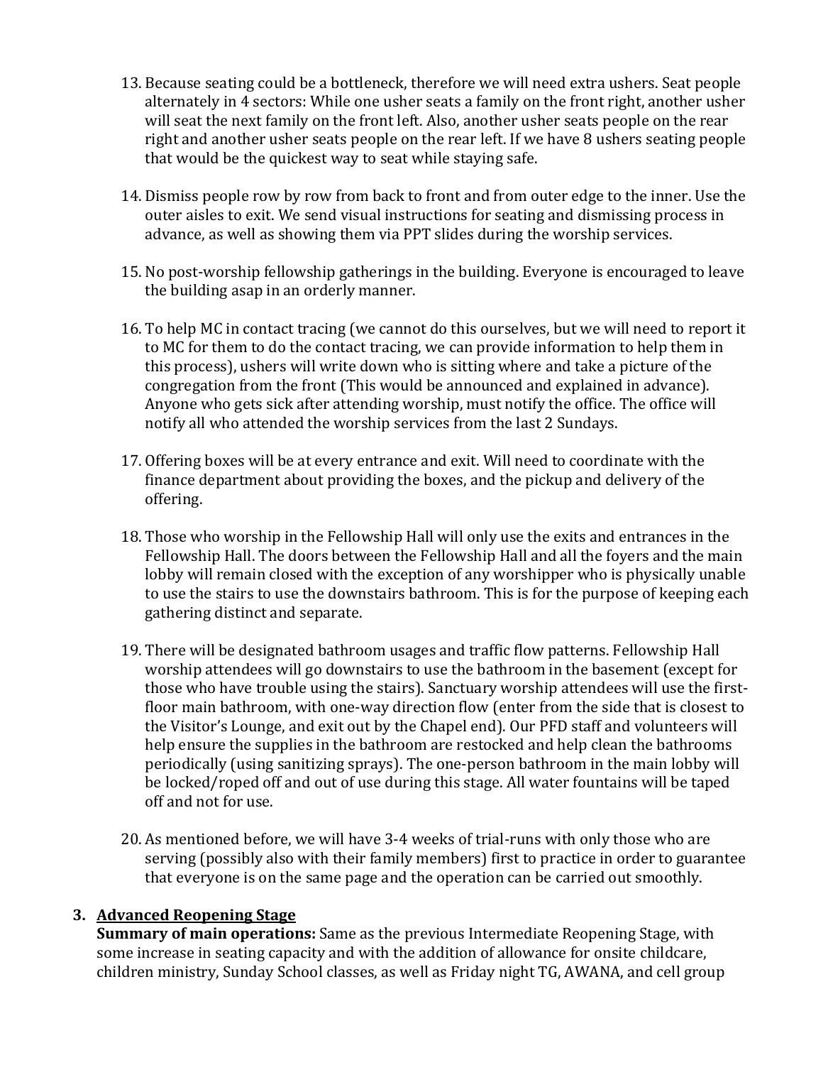13. Because seating could be a bottleneck, therefore we will need extra ushers. Seat people alternately in 4 sectors: While one usher seats a family on the front right, another usher will seat the next family on the front left. Also, another usher seats people on the rear right and another usher seats people on the rear left. If we have 8 ushers seating people that would be the quickest way to seat while staying safe.

14. Dismiss people row by row from back to front and from outer edge to the inner. Use the outer aisles to exit. We send visual instructions for seating and dismissing process in advance, as well as showing them via PPT slides during the worship services.

15. No post-worship fellowship gatherings in the building. Everyone is encouraged to leave the building asap in an orderly manner.

16. To help MC in contact tracing (we cannot do this ourselves, but we will need to report it to MC for them to do the contact tracing, we can provide information to help them in this process), ushers will write down who is sitting where and take a picture of the congregation from the front (This would be announced and explained in advance). Anyone who gets sick after attending worship, must notify the office. The office will notify all who attended the worship services from the last 2 Sundays.

17. Offering boxes will be at every entrance and exit. Will need to coordinate with the finance department about providing the boxes, and the pickup and delivery of the offering.

18. Those who worship in the Fellowship Hall will only use the exits and entrances in the Fellowship Hall. The doors between the Fellowship Hall and all the foyers and the main lobby will remain closed with the exception of any worshipper who is physically unable to use the stairs to use the downstairs bathroom. This is for the purpose of keeping each gathering distinct and separate.

19. There will be designated bathroom usages and traffic flow patterns. Fellowship Hall worship attendees will go downstairs to use the bathroom in the basement (except for those who have trouble using the stairs). Sanctuary worship attendees will use the first-floor main bathroom, with one-way direction flow (enter from the side that is closest to the Visitor's Lounge, and exit out by the Chapel end). Our PFD staff and volunteers will help ensure the supplies in the bathroom are restocked and help clean the bathrooms periodically (using sanitizing sprays). The one-person bathroom in the main lobby will be locked/roped off and out of use during this stage. All water fountains will be taped off and not for use.

20. As mentioned before, we will have 3-4 weeks of trial-runs with only those who are serving (possibly also with their family members) first to practice in order to guarantee that everyone is on the same page and the operation can be carried out smoothly.

### 3. Advanced Reopening Stage

**Summary of main operations:** Same as the previous Intermediate Reopening Stage, with some increase in seating capacity and with the addition of allowance for onsite childcare, children ministry, Sunday School classes, as well as Friday night TG, AWANA, and cell group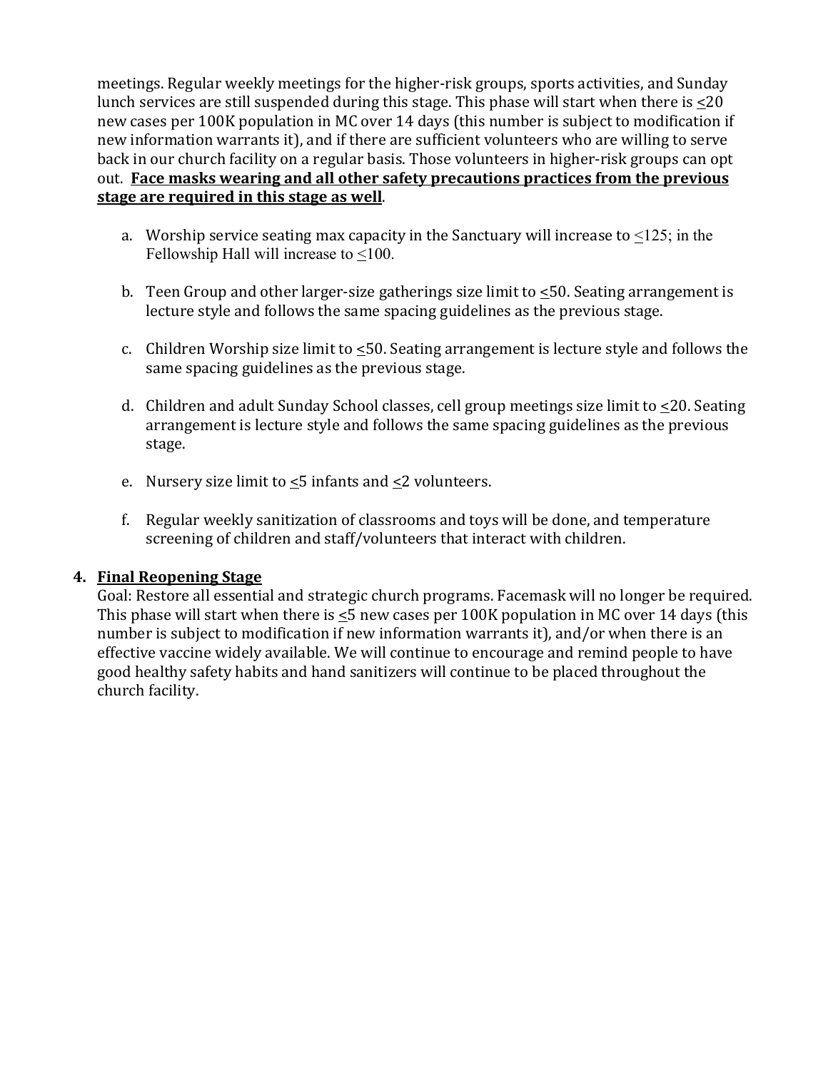meetings. Regular weekly meetings for the higher-risk groups, sports activities, and Sunday lunch services are still suspended during this stage. This phase will start when there is ≤20 new cases per 100K population in MC over 14 days (this number is subject to modification if new information warrants it), and if there are sufficient volunteers who are willing to serve back in our church facility on a regular basis. Those volunteers in higher-risk groups can opt out. **Face masks wearing and all other safety precautions practices from the previous stage are required in this stage as well**.

a. Worship service seating max capacity in the Sanctuary will increase to ≤125; in the Fellowship Hall will increase to ≤100.

b. Teen Group and other larger-size gatherings size limit to ≤50. Seating arrangement is lecture style and follows the same spacing guidelines as the previous stage.

c. Children Worship size limit to ≤50. Seating arrangement is lecture style and follows the same spacing guidelines as the previous stage.

d. Children and adult Sunday School classes, cell group meetings size limit to ≤20. Seating arrangement is lecture style and follows the same spacing guidelines as the previous stage.

e. Nursery size limit to ≤5 infants and ≤2 volunteers.

f. Regular weekly sanitization of classrooms and toys will be done, and temperature screening of children and staff/volunteers that interact with children.

**4. Final Reopening Stage**

Goal: Restore all essential and strategic church programs. Facemask will no longer be required. This phase will start when there is ≤5 new cases per 100K population in MC over 14 days (this number is subject to modification if new information warrants it), and/or when there is an effective vaccine widely available. We will continue to encourage and remind people to have good healthy safety habits and hand sanitizers will continue to be placed throughout the church facility.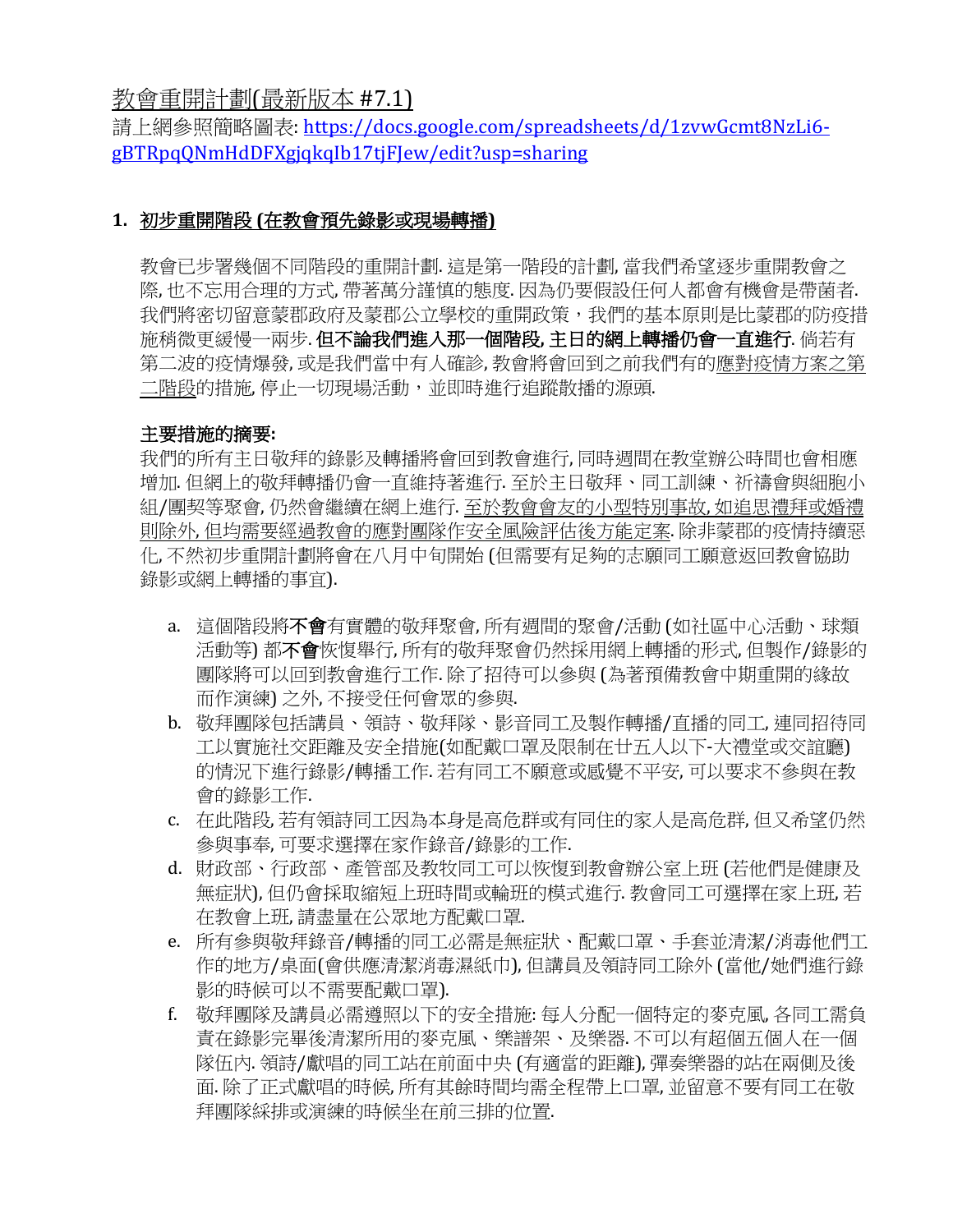教會重開計劃(最新版本 #7.1)

請上網參照簡略圖表: https://docs.google.com/spreadsheets/d/1zvwGcmt8NzLi6-gBTRpqQNmHdDFXgjqkqIb17tjFJew/edit?usp=sharing

**1. 初步重開階段 (在教會預先錄影或現場轉播)**

教會已步署幾個不同階段的重開計劃. 這是第一階段的計劃, 當我們希望逐步重開教會之際, 也不忘用合理的方式, 帶著萬分謹慎的態度. 因為仍要假設任何人都會有機會是帶菌者. 我們將密切留意蒙郡政府及蒙郡公立學校的重開政策，我們的基本原則是比蒙郡的防疫措施稍微更緩慢一兩步. **但不論我們進入那一個階段, 主日的網上轉播仍會一直進行**. 倘若有第二波的疫情爆發, 或是我們當中有人確診, 教會將會回到之前我們有的應對疫情方案之第二階段的措施, 停止一切現場活動，並即時進行追蹤散播的源頭.

**主要措施的摘要:**

我們的所有主日敬拜的錄影及轉播將會回到教會進行, 同時週間在教堂辦公時間也會相應增加. 但網上的敬拜轉播仍會一直維持著進行. 至於主日敬拜、同工訓練、祈禱會與細胞小組/團契等聚會, 仍然會繼續在網上進行. 至於教會會友的小型特別事故, 如追思禮拜或婚禮則除外, 但均需要經過教會的應對團隊作安全風險評估後方能定案. 除非蒙郡的疫情持續惡化, 不然初步重開計劃將會在八月中旬開始 (但需要有足夠的志願同工願意返回教會協助錄影或網上轉播的事宜).

a. 這個階段將**不會**有實體的敬拜聚會, 所有週間的聚會/活動 (如社區中心活動、球類活動等) 都**不會**恢復舉行, 所有的敬拜聚會仍然採用網上轉播的形式, 但製作/錄影的團隊將可以回到教會進行工作. 除了招待可以參與 (為著預備教會中期重開的緣故而作演練) 之外, 不接受任何會眾的參與.
b. 敬拜團隊包括講員、領詩、敬拜隊、影音同工及製作轉播/直播的同工, 連同招待同工以實施社交距離及安全措施(如配戴口罩及限制在廿五人以下-大禮堂或交誼廳)的情況下進行錄影/轉播工作. 若有同工不願意或感覺不平安, 可以要求不參與在教會的錄影工作.
c. 在此階段, 若有領詩同工因為本身是高危群或有同住的家人是高危群, 但又希望仍然參與事奉, 可要求選擇在家作錄音/錄影的工作.
d. 財政部、行政部、產管部及教牧同工可以恢復到教會辦公室上班 (若他們是健康及無症狀), 但仍會採取縮短上班時間或輪班的模式進行. 教會同工可選擇在家上班, 若在教會上班, 請盡量在公眾地方配戴口罩.
e. 所有參與敬拜錄音/轉播的同工必需是無症狀、配戴口罩、手套並清潔/消毒他們工作的地方/桌面(會供應清潔消毒濕紙巾), 但講員及領詩同工除外 (當他/她們進行錄影的時候可以不需要配戴口罩).
f. 敬拜團隊及講員必需遵照以下的安全措施: 每人分配一個特定的麥克風, 各同工需負責在錄影完畢後清潔所用的麥克風、樂譜架、及樂器. 不可以有超個五個人在一個隊伍內. 領詩/獻唱的同工站在前面中央 (有適當的距離), 彈奏樂器的站在兩側及後面. 除了正式獻唱的時候, 所有其餘時間均需全程帶上口罩, 並留意不要有同工在敬拜團隊綵排或演練的時候坐在前三排的位置.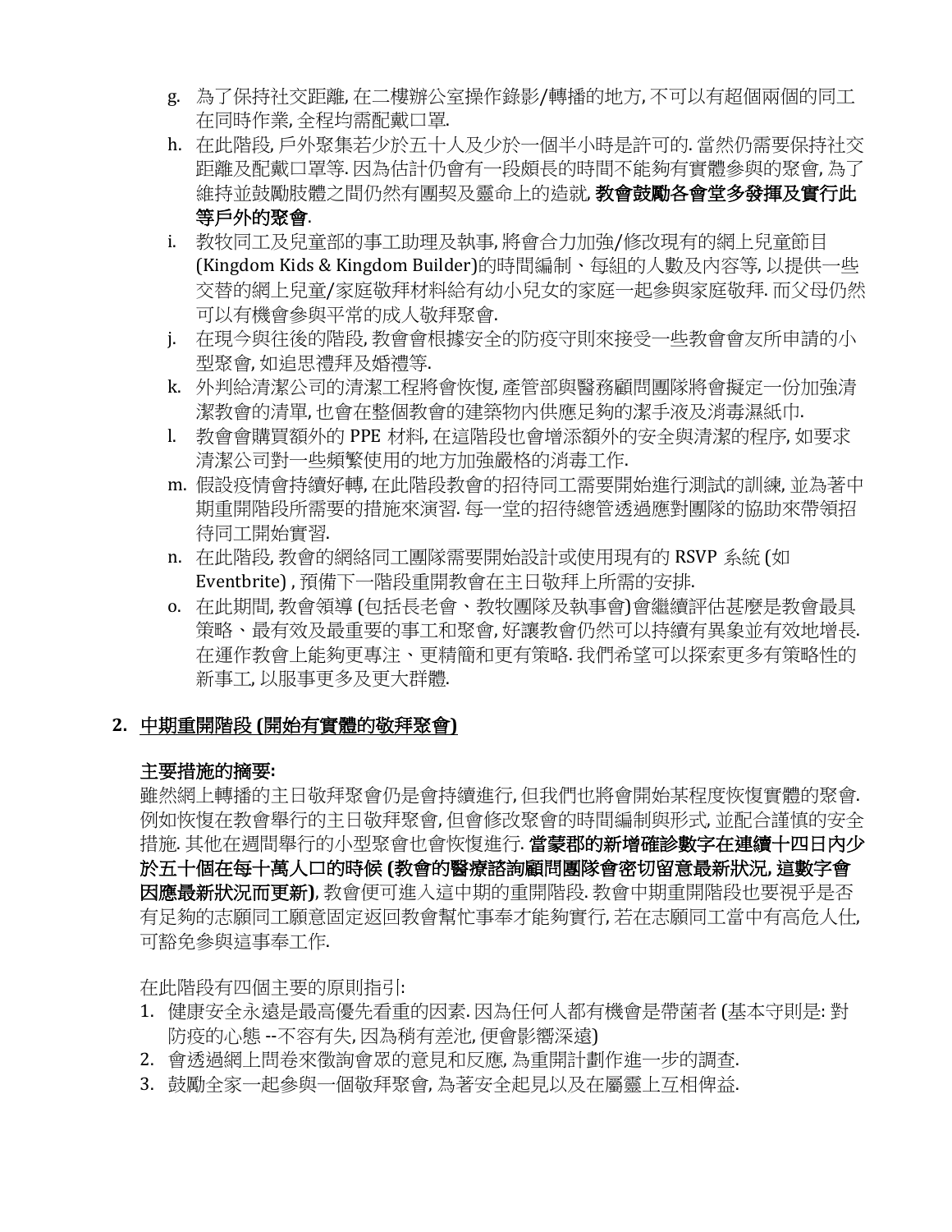g. 為了保持社交距離, 在二樓辦公室操作錄影/轉播的地方, 不可以有超個兩個的同工在同時作業, 全程均需配戴口罩.
h. 在此階段, 戶外聚集若少於五十人及少於一個半小時是許可的. 當然仍需要保持社交距離及配戴口罩等. 因為估計仍會有一段頗長的時間不能夠有實體參與的聚會, 為了維持並鼓勵肢體之間仍然有團契及靈命上的造就, **教會鼓勵各會堂多發揮及實行此等戶外的聚會**.
i. 教牧同工及兒童部的事工助理及執事, 將會合力加強/修改現有的網上兒童節目 (Kingdom Kids & Kingdom Builder)的時間編制、每組的人數及內容等, 以提供一些交替的網上兒童/家庭敬拜材料給有幼小兒女的家庭一起參與家庭敬拜. 而父母仍然可以有機會參與平常的成人敬拜聚會.
j. 在現今與往後的階段, 教會會根據安全的防疫守則來接受一些教會會友所申請的小型聚會, 如追思禮拜及婚禮等.
k. 外判給清潔公司的清潔工程將會恢復, 產管部與醫務顧問團隊將會擬定一份加強清潔教會的清單, 也會在整個教會的建築物內供應足夠的潔手液及消毒濕紙巾.
l. 教會會購買額外的 PPE 材料, 在這階段也會增添額外的安全與清潔的程序, 如要求清潔公司對一些頻繁使用的地方加強嚴格的消毒工作.
m. 假設疫情會持續好轉, 在此階段教會的招待同工需要開始進行測試的訓練, 並為著中期重開階段所需要的措施來演習. 每一堂的招待總管透過應對團隊的協助來帶領招待同工開始實習.
n. 在此階段, 教會的網絡同工團隊需要開始設計或使用現有的 RSVP 系統 (如 Eventbrite) , 預備下一階段重開教會在主日敬拜上所需的安排.
o. 在此期間, 教會領導 (包括長老會、教牧團隊及執事會)會繼續評估甚麼是教會最具策略、最有效及最重要的事工和聚會, 好讓教會仍然可以持續有異象並有效地增長. 在運作教會上能夠更專注、更精簡和更有策略. 我們希望可以探索更多有策略性的新事工, 以服事更多及更大群體.

## 2. <u>中期重開階段 (開始有實體的敬拜聚會)</u>

**主要措施的摘要:**

雖然網上轉播的主日敬拜聚會仍是會持續進行, 但我們也將會開始某程度恢復實體的聚會. 例如恢復在教會舉行的主日敬拜聚會, 但會修改聚會的時間編制與形式, 並配合謹慎的安全措施. 其他在週間舉行的小型聚會也會恢復進行. **當蒙郡的新增確診數字在連續十四日內少於五十個在每十萬人口的時候 (教會的醫療諮詢顧問團隊會密切留意最新狀況, 這數字會因應最新狀況而更新)**, 教會便可進入這中期的重開階段. 教會中期重開階段也要視乎是否有足夠的志願同工願意固定返回教會幫忙事奉才能夠實行, 若在志願同工當中有高危人仕, 可豁免參與這事奉工作.

在此階段有四個主要的原則指引:

1. 健康安全永遠是最高優先看重的因素. 因為任何人都有機會是帶菌者 (基本守則是: 對防疫的心態 --不容有失, 因為稍有差池, 便會影響深遠)
2. 會透過網上問卷來徵詢會眾的意見和反應, 為重開計劃作進一步的調查.
3. 鼓勵全家一起參與一個敬拜聚會, 為著安全起見以及在屬靈上互相俾益.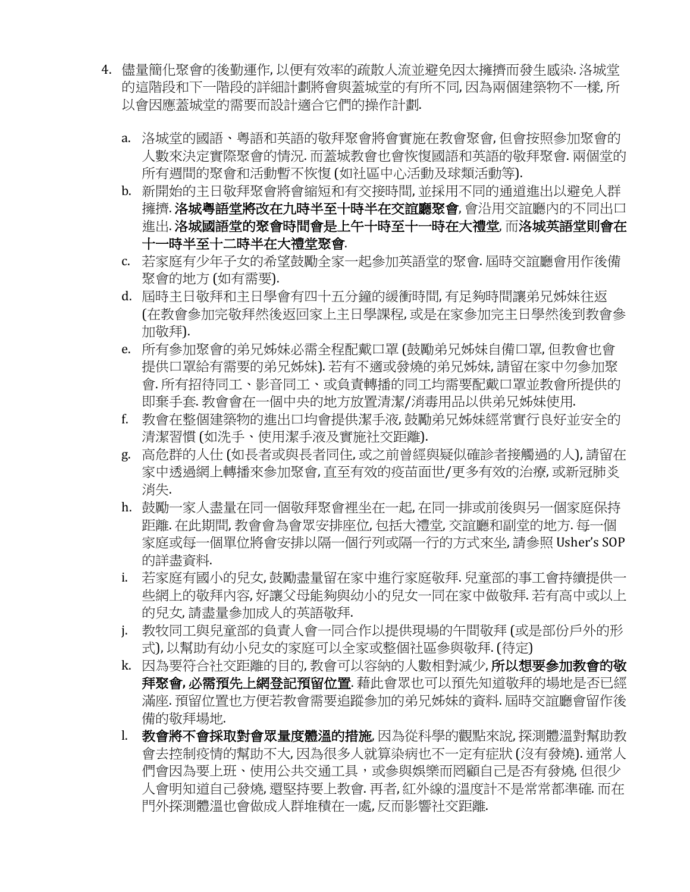4. 儘量簡化聚會的後勤運作, 以便有效率的疏散人流並避免因太擁擠而發生感染. 洛城堂的這階段和下一階段的詳細計劃將會與蓋城堂的有所不同, 因為兩個建築物不一樣, 所以會因應蓋城堂的需要而設計適合它們的操作計劃.

   a. 洛城堂的國語、粵語和英語的敬拜聚會將會實施在教會聚會, 但會按照參加聚會的人數來決定實際聚會的情況. 而蓋城教會也會恢復國語和英語的敬拜聚會. 兩個堂的所有週間的聚會和活動暫不恢復 (如社區中心活動及球類活動等).
   b. 新開始的主日敬拜聚會將會縮短和有交接時間, 並採用不同的通道進出以避免人群擁擠. **洛城粵語堂將改在九時半至十時半在交誼廳聚會**, 會沿用交誼廳內的不同出口進出. **洛城國語堂的聚會時間會是上午十時至十一時在大禮堂**, 而**洛城英語堂則會在十一時半至十二時半在大禮堂聚會**.
   c. 若家庭有少年子女的希望鼓勵全家一起參加英語堂的聚會. 屆時交誼廳會用作後備聚會的地方 (如有需要).
   d. 屆時主日敬拜和主日學會有四十五分鐘的緩衝時間, 有足夠時間讓弟兄姊妹往返 (在教會參加完敬拜然後返回家上主日學課程, 或是在家參加完主日學然後到教會參加敬拜).
   e. 所有參加聚會的弟兄姊妹必需全程配戴口罩 (鼓勵弟兄姊妹自備口罩, 但教會也會提供口罩給有需要的弟兄姊妹). 若有不適或發燒的弟兄姊妹, 請留在家中勿參加聚會. 所有招待同工、影音同工、或負責轉播的同工均需要配戴口罩並教會所提供的即棄手套. 教會會在一個中央的地方放置清潔/消毒用品以供弟兄姊妹使用.
   f. 教會在整個建築物的進出口均會提供潔手液, 鼓勵弟兄姊妹經常實行良好並安全的清潔習慣 (如洗手、使用潔手液及實施社交距離).
   g. 高危群的人仕 (如長者或與長者同住, 或之前曾經與疑似確診者接觸過的人), 請留在家中透過網上轉播來參加聚會, 直至有效的疫苗面世/更多有效的治療, 或新冠肺炎消失.
   h. 鼓勵一家人盡量在同一個敬拜聚會裡坐在一起, 在同一排或前後與另一個家庭保持距離. 在此期間, 教會會為會眾安排座位, 包括大禮堂, 交誼廳和副堂的地方. 每一個家庭或每一個單位將會安排以隔一個行列或隔一行的方式來坐, 請參照 Usher's SOP 的詳盡資料.
   i. 若家庭有國小的兒女, 鼓勵盡量留在家中進行家庭敬拜. 兒童部的事工會持續提供一些網上的敬拜內容, 好讓父母能夠與幼小的兒女一同在家中做敬拜. 若有高中或以上的兒女, 請盡量參加成人的英語敬拜.
   j. 教牧同工與兒童部的負責人會一同合作以提供現場的午間敬拜 (或是部份戶外的形式), 以幫助有幼小兒女的家庭可以全家或整個社區參與敬拜. (待定)
   k. 因為要符合社交距離的目的, 教會可以容納的人數相對減少, **所以想要參加教會的敬拜聚會, 必需預先上網登記預留位置**. 藉此會眾也可以預先知道敬拜的場地是否已經滿座. 預留位置也方便若教會需要追蹤參加的弟兄姊妹的資料. 屆時交誼廳會留作後備的敬拜場地.
   l. **教會將不會採取對會眾量度體溫的措施**, 因為從科學的觀點來說, 探測體溫對幫助教會去控制疫情的幫助不大, 因為很多人就算染病也不一定有症狀 (沒有發燒). 通常人們會因為要上班、使用公共交通工具，或參與娛樂而罔顧自己是否有發燒, 但很少人會明知道自己發燒, 還堅持要上教會. 再者, 紅外線的溫度計不是常常都準確. 而在門外探測體溫也會做成人群堆積在一處, 反而影響社交距離.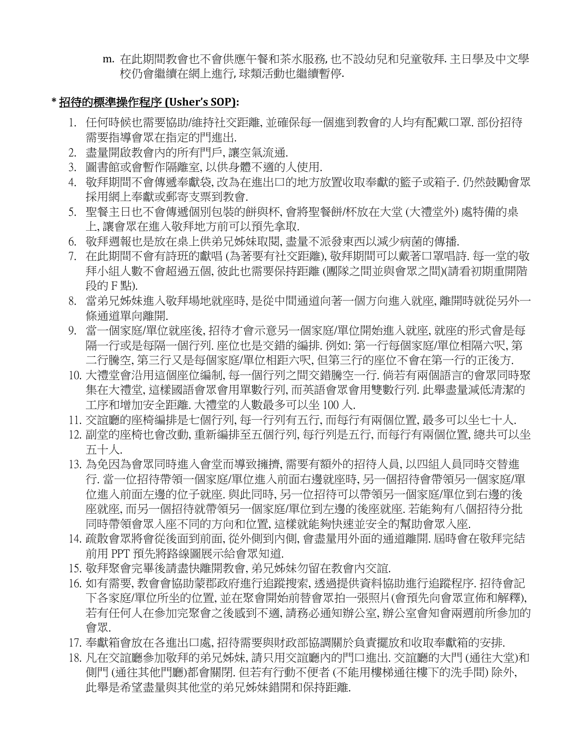m. 在此期間教會也不會供應午餐和茶水服務, 也不設幼兒和兒童敬拜. 主日學及中文學校仍會繼續在網上進行, 球類活動也繼續暫停.

**\* 招待的標準操作程序 (Usher's SOP):**

1. 任何時候也需要協助/維持社交距離, 並確保每一個進到教會的人均有配戴口罩. 部份招待需要指導會眾在指定的門進出.
2. 盡量開啟教會內的所有門戶, 讓空氣流通.
3. 圖書館或會暫作隔離室, 以供身體不適的人使用.
4. 敬拜期間不會傳遞奉獻袋, 改為在進出口的地方放置收取奉獻的籃子或箱子. 仍然鼓勵會眾採用網上奉獻或郵寄支票到教會.
5. 聖餐主日也不會傳遞個別包裝的餅與杯, 會將聖餐餅/杯放在大堂 (大禮堂外) 處特備的桌上, 讓會眾在進入敬拜地方前可以預先拿取.
6. 敬拜週報也是放在桌上供弟兄姊妹取閱, 盡量不派發東西以減少病菌的傳播.
7. 在此期間不會有詩班的獻唱 (為著要有社交距離), 敬拜期間可以戴著口罩唱詩. 每一堂的敬拜小組人數不會超過五個, 彼此也需要保持距離 (團隊之間並與會眾之間)(請看初期重開階段的 F 點).
8. 當弟兄姊妹進入敬拜場地就座時, 是從中間通道向著一個方向進入就座, 離開時就從另外一條通道單向離開.
9. 當一個家庭/單位就座後, 招待才會示意另一個家庭/單位開始進入就座, 就座的形式會是每隔一行或是每隔一個行列. 座位也是交錯的編排. 例如: 第一行每個家庭/單位相隔六呎, 第二行騰空, 第三行又是每個家庭/單位相距六呎, 但第三行的座位不會在第一行的正後方.
10. 大禮堂會沿用這個座位編制, 每一個行列之間交錯騰空一行. 倘若有兩個語言的會眾同時聚集在大禮堂, 這樣國語會眾會用單數行列, 而英語會眾會用雙數行列. 此舉盡量減低清潔的工序和增加安全距離. 大禮堂的人數最多可以坐 100 人.
11. 交誼廳的座椅編排是七個行列, 每一行列有五行, 而每行有兩個位置, 最多可以坐七十人.
12. 副堂的座椅也會改動, 重新編排至五個行列, 每行列是五行, 而每行有兩個位置, 總共可以坐五十人.
13. 為免因為會眾同時進入會堂而導致擁擠, 需要有額外的招待人員, 以四組人員同時交替進行. 當一位招待帶領一個家庭/單位進入前面右邊就座時, 另一個招待會帶領另一個家庭/單位進入前面左邊的位子就座. 與此同時, 另一位招待可以帶領另一個家庭/單位到右邊的後座就座, 而另一個招待就帶領另一個家庭/單位到左邊的後座就座. 若能夠有八個招待分批同時帶領會眾入座不同的方向和位置, 這樣就能夠快速並安全的幫助會眾入座.
14. 疏散會眾將會從後面到前面, 從外側到內側, 會盡量用外面的通道離開. 屆時會在敬拜完結前用 PPT 預先將路線圖展示給會眾知道.
15. 敬拜聚會完畢後請盡快離開教會, 弟兄姊妹勿留在教會內交誼.
16. 如有需要, 教會會協助蒙郡政府進行追蹤搜索, 透過提供資料協助進行追蹤程序. 招待會記下各家庭/單位所坐的位置, 並在聚會開始前替會眾拍一張照片(會預先向會眾宣佈和解釋), 若有任何人在參加完聚會之後感到不適, 請務必通知辦公室, 辦公室會知會兩週前所參加的會眾.
17. 奉獻箱會放在各進出口處, 招待需要與財政部協調關於負責擺放和收取奉獻箱的安排.
18. 凡在交誼廳參加敬拜的弟兄姊妹, 請只用交誼廳內的門口進出. 交誼廳的大門 (通往大堂)和側門 (通往其他門廳)都會關閉. 但若有行動不便者 (不能用樓梯通往樓下的洗手間) 除外, 此舉是希望盡量與其他堂的弟兄姊妹錯開和保持距離.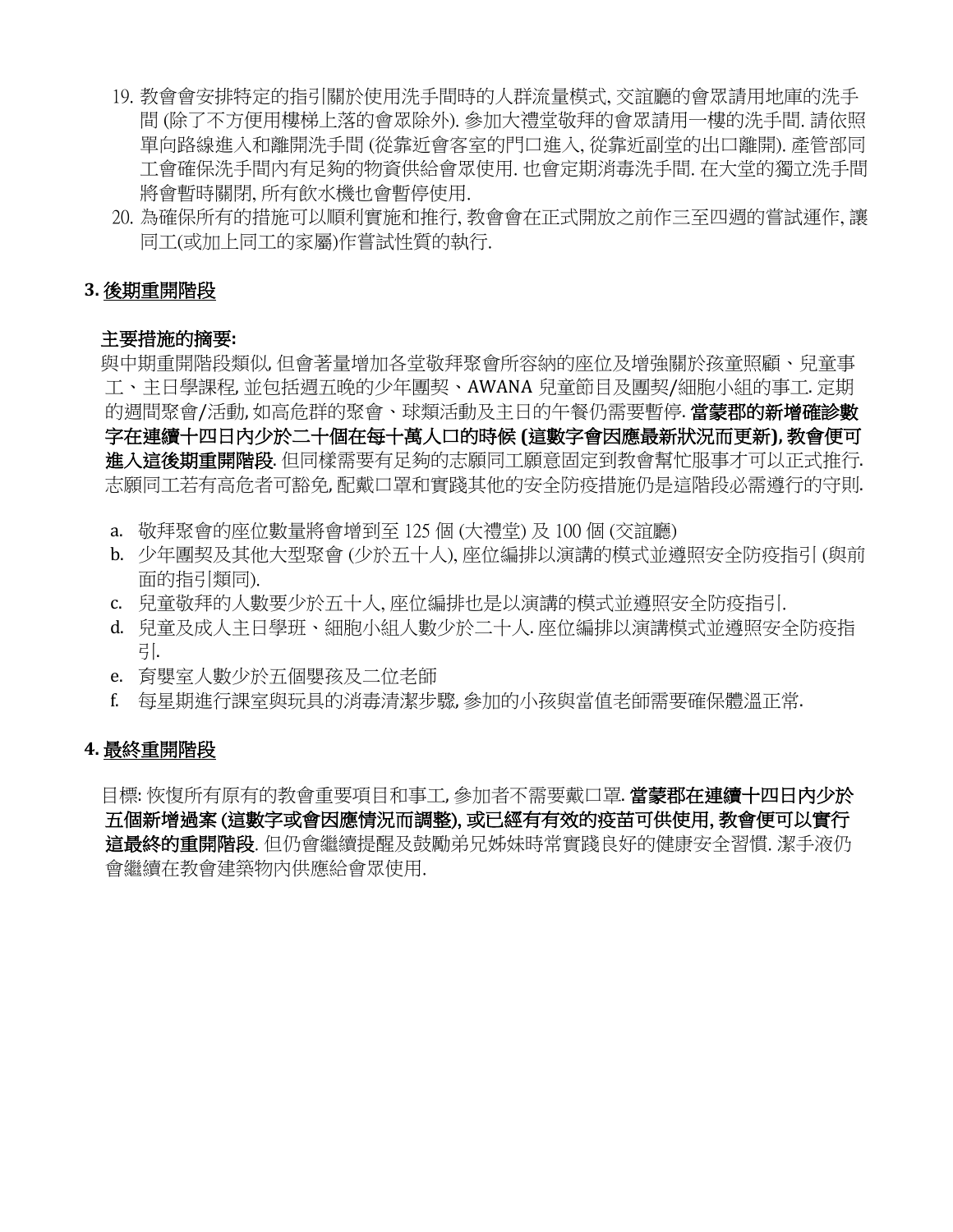19. 教會會安排特定的指引關於使用洗手間時的人群流量模式, 交誼廳的會眾請用地庫的洗手間 (除了不方便用樓梯上落的會眾除外). 參加大禮堂敬拜的會眾請用一樓的洗手間. 請依照單向路線進入和離開洗手間 (從靠近會客室的門口進入, 從靠近副堂的出口離開). 產管部同工會確保洗手間內有足夠的物資供給會眾使用. 也會定期消毒洗手間. 在大堂的獨立洗手間將會暫時關閉, 所有飲水機也會暫停使用.
20. 為確保所有的措施可以順利實施和推行, 教會會在正式開放之前作三至四週的嘗試運作, 讓同工(或加上同工的家屬)作嘗試性質的執行.

### 3. 後期重開階段

**主要措施的摘要:**

與中期重開階段類似, 但會著量增加各堂敬拜聚會所容納的座位及增強關於孩童照顧、兒童事工、主日學課程, 並包括週五晚的少年團契、AWANA 兒童節目及團契/細胞小組的事工. 定期的週間聚會/活動, 如高危群的聚會、球類活動及主日的午餐仍需要暫停. **當蒙郡的新增確診數字在連續十四日內少於二十個在每十萬人口的時候 (這數字會因應最新狀況而更新), 教會便可進入這後期重開階段**. 但同樣需要有足夠的志願同工願意固定到教會幫忙服事才可以正式推行. 志願同工若有高危者可豁免, 配戴口罩和實踐其他的安全防疫措施仍是這階段必需遵行的守則.

a. 敬拜聚會的座位數量將會增到至 125 個 (大禮堂) 及 100 個 (交誼廳)
b. 少年團契及其他大型聚會 (少於五十人), 座位編排以演講的模式並遵照安全防疫指引 (與前面的指引類同).
c. 兒童敬拜的人數要少於五十人, 座位編排也是以演講的模式並遵照安全防疫指引.
d. 兒童及成人主日學班、細胞小組人數少於二十人. 座位編排以演講模式並遵照安全防疫指引.
e. 育嬰室人數少於五個嬰孩及二位老師
f. 每星期進行課室與玩具的消毒清潔步驟, 參加的小孩與當值老師需要確保體溫正常.

### 4. 最終重開階段

目標: 恢復所有原有的教會重要項目和事工, 參加者不需要戴口罩. **當蒙郡在連續十四日內少於五個新增過案 (這數字或會因應情況而調整), 或已經有有效的疫苗可供使用, 教會便可以實行這最終的重開階段**. 但仍會繼續提醒及鼓勵弟兄姊妹時常實踐良好的健康安全習慣. 潔手液仍會繼續在教會建築物內供應給會眾使用.